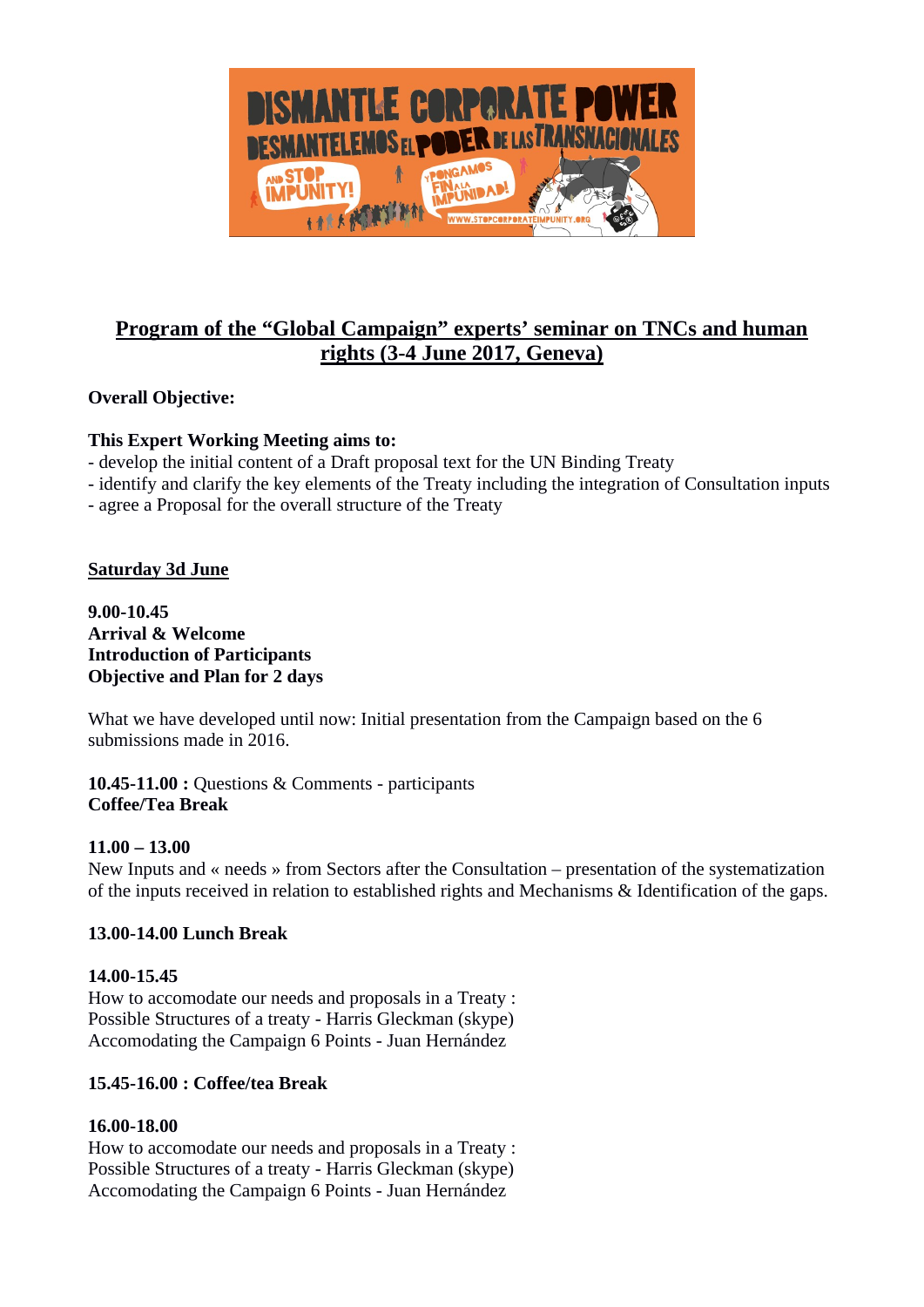# Program of the "Global Campaign" experts' seminar on TNCs and human rights (3-4 June 2017, Geneva)

**Overall Objective:**

**This Expert Working Meeting aims to:**
- develop the initial content of a Draft proposal text for the UN Binding Treaty
- identify and clarify the key elements of the Treaty including the integration of Consultation inputs
- agree a Proposal for the overall structure of the Treaty

## Saturday 3d June

**9.00-10.45**
**Arrival & Welcome**
**Introduction of Participants**
**Objective and Plan for 2 days**

What we have developed until now: Initial presentation from the Campaign based on the 6 submissions made in 2016.

**10.45-11.00 :** Questions & Comments - participants
**Coffee/Tea Break**

**11.00 – 13.00**
New Inputs and « needs » from Sectors after the Consultation – presentation of the systematization of the inputs received in relation to established rights and Mechanisms & Identification of the gaps.

**13.00-14.00 Lunch Break**

**14.00-15.45**
How to accomodate our needs and proposals in a Treaty :
Possible Structures of a treaty - Harris Gleckman (skype)
Accomodating the Campaign 6 Points - Juan Hernández

**15.45-16.00 : Coffee/tea Break**

**16.00-18.00**
How to accomodate our needs and proposals in a Treaty :
Possible Structures of a treaty - Harris Gleckman (skype)
Accomodating the Campaign 6 Points - Juan Hernández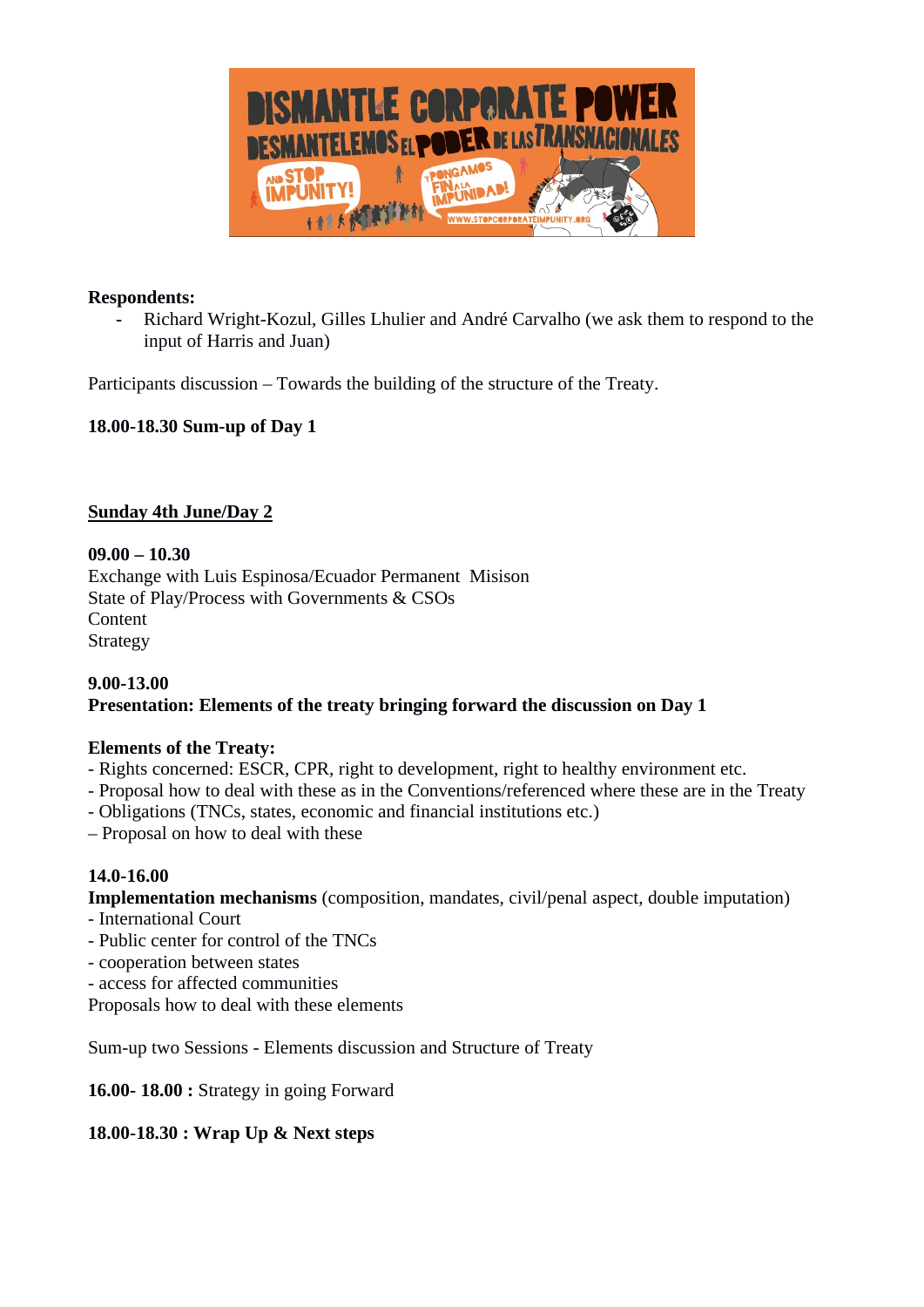**Respondents:**

- Richard Wright-Kozul, Gilles Lhulier and André Carvalho (we ask them to respond to the input of Harris and Juan)

Participants discussion – Towards the building of the structure of the Treaty.

**18.00-18.30 Sum-up of Day 1**

## Sunday 4th June/Day 2

**09.00 – 10.30**
Exchange with Luis Espinosa/Ecuador Permanent Misison
State of Play/Process with Governments & CSOs
Content
Strategy

**9.00-13.00**
**Presentation: Elements of the treaty bringing forward the discussion on Day 1**

**Elements of the Treaty:**
- Rights concerned: ESCR, CPR, right to development, right to healthy environment etc.
- Proposal how to deal with these as in the Conventions/referenced where these are in the Treaty
- Obligations (TNCs, states, economic and financial institutions etc.)
– Proposal on how to deal with these

**14.0-16.00**
**Implementation mechanisms** (composition, mandates, civil/penal aspect, double imputation)
- International Court
- Public center for control of the TNCs
- cooperation between states
- access for affected communities

Proposals how to deal with these elements

Sum-up two Sessions - Elements discussion and Structure of Treaty

**16.00- 18.00 :** Strategy in going Forward

**18.00-18.30 : Wrap Up & Next steps**